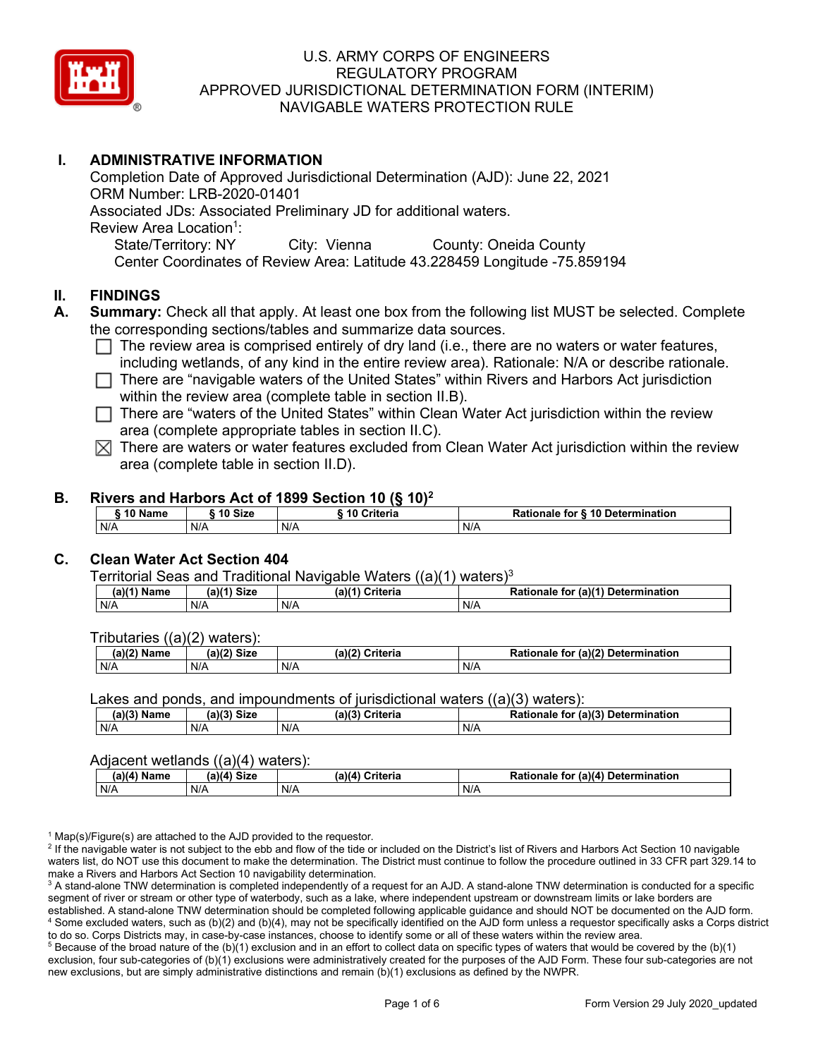# U.S. ARMY CORPS OF ENGINEERS
# REGULATORY PROGRAM
# APPROVED JURISDICTIONAL DETERMINATION FORM (INTERIM)
# NAVIGABLE WATERS PROTECTION RULE

## I. ADMINISTRATIVE INFORMATION

Completion Date of Approved Jurisdictional Determination (AJD): June 22, 2021
ORM Number: LRB-2020-01401
Associated JDs: Associated Preliminary JD for additional waters.
Review Area Location[1]:
State/Territory: NY City: Vienna County: Oneida County
Center Coordinates of Review Area: Latitude 43.228459 Longitude -75.859194

## II. FINDINGS

**A. Summary:** Check all that apply. At least one box from the following list MUST be selected. Complete the corresponding sections/tables and summarize data sources.

- ☐ The review area is comprised entirely of dry land (i.e., there are no waters or water features, including wetlands, of any kind in the entire review area). Rationale: N/A or describe rationale.
- ☐ There are "navigable waters of the United States" within Rivers and Harbors Act jurisdiction within the review area (complete table in section II.B).
- ☐ There are "waters of the United States" within Clean Water Act jurisdiction within the review area (complete appropriate tables in section II.C).
- ☒ There are waters or water features excluded from Clean Water Act jurisdiction within the review area (complete table in section II.D).

**B. Rivers and Harbors Act of 1899 Section 10 (§ 10)[2]**

| § 10 Name | § 10 Size | § 10 Criteria | Rationale for § 10 Determination |
|---|---|---|---|
| N/A | N/A | N/A | N/A |

**C. Clean Water Act Section 404**

Territorial Seas and Traditional Navigable Waters ((a)(1) waters)[3]

| (a)(1) Name | (a)(1) Size | (a)(1) Criteria | Rationale for (a)(1) Determination |
|---|---|---|---|
| N/A | N/A | N/A | N/A |

Tributaries ((a)(2) waters):

| (a)(2) Name | (a)(2) Size | (a)(2) Criteria | Rationale for (a)(2) Determination |
|---|---|---|---|
| N/A | N/A | N/A | N/A |

Lakes and ponds, and impoundments of jurisdictional waters ((a)(3) waters):

| (a)(3) Name | (a)(3) Size | (a)(3) Criteria | Rationale for (a)(3) Determination |
|---|---|---|---|
| N/A | N/A | N/A | N/A |

Adjacent wetlands ((a)(4) waters):

| (a)(4) Name | (a)(4) Size | (a)(4) Criteria | Rationale for (a)(4) Determination |
|---|---|---|---|
| N/A | N/A | N/A | N/A |

[1] Map(s)/Figure(s) are attached to the AJD provided to the requestor.
[2] If the navigable water is not subject to the ebb and flow of the tide or included on the District's list of Rivers and Harbors Act Section 10 navigable waters list, do NOT use this document to make the determination. The District must continue to follow the procedure outlined in 33 CFR part 329.14 to make a Rivers and Harbors Act Section 10 navigability determination.
[3] A stand-alone TNW determination is completed independently of a request for an AJD. A stand-alone TNW determination is conducted for a specific segment of river or stream or other type of waterbody, such as a lake, where independent upstream or downstream limits or lake borders are established. A stand-alone TNW determination should be completed following applicable guidance and should NOT be documented on the AJD form.
[4] Some excluded waters, such as (b)(2) and (b)(4), may not be specifically identified on the AJD form unless a requestor specifically asks a Corps district to do so. Corps Districts may, in case-by-case instances, choose to identify some or all of these waters within the review area.
[5] Because of the broad nature of the (b)(1) exclusion and in an effort to collect data on specific types of waters that would be covered by the (b)(1) exclusion, four sub-categories of (b)(1) exclusions were administratively created for the purposes of the AJD Form. These four sub-categories are not new exclusions, but are simply administrative distinctions and remain (b)(1) exclusions as defined by the NWPR.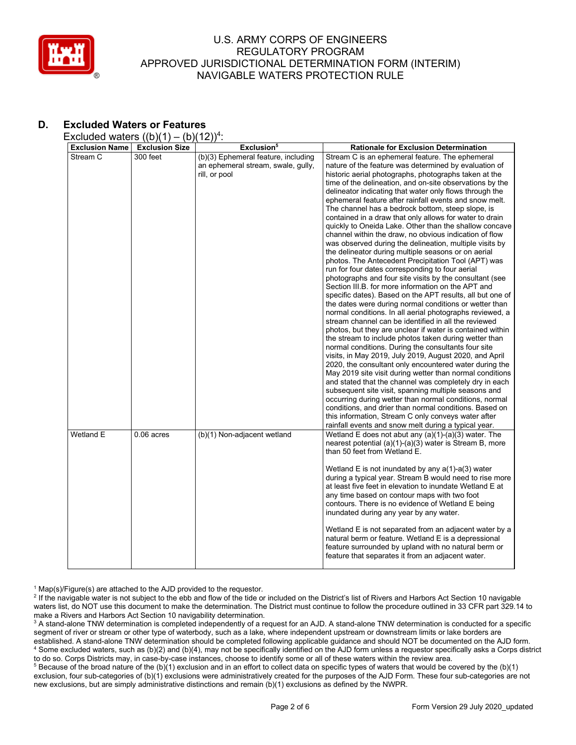## D. Excluded Waters or Features

Excluded waters ((b)(1) – (b)(12))[4]:

| Exclusion Name | Exclusion Size | Exclusion[5] | Rationale for Exclusion Determination |
|---|---|---|---|
| Stream C | 300 feet | (b)(3) Ephemeral feature, including an ephemeral stream, swale, gully, rill, or pool | Stream C is an ephemeral feature. The ephemeral nature of the feature was determined by evaluation of historic aerial photographs, photographs taken at the time of the delineation, and on-site observations by the delineator indicating that water only flows through the ephemeral feature after rainfall events and snow melt. The channel has a bedrock bottom, steep slope, is contained in a draw that only allows for water to drain quickly to Oneida Lake. Other than the shallow concave channel within the draw, no obvious indication of flow was observed during the delineation, multiple visits by the delineator during multiple seasons or on aerial photos. The Antecedent Precipitation Tool (APT) was run for four dates corresponding to four aerial photographs and four site visits by the consultant (see Section III.B. for more information on the APT and specific dates). Based on the APT results, all but one of the dates were during normal conditions or wetter than normal conditions. In all aerial photographs reviewed, a stream channel can be identified in all the reviewed photos, but they are unclear if water is contained within the stream to include photos taken during wetter than normal conditions. During the consultants four site visits, in May 2019, July 2019, August 2020, and April 2020, the consultant only encountered water during the May 2019 site visit during wetter than normal conditions and stated that the channel was completely dry in each subsequent site visit, spanning multiple seasons and occurring during wetter than normal conditions, normal conditions, and drier than normal conditions. Based on this information, Stream C only conveys water after rainfall events and snow melt during a typical year. |
| Wetland E | 0.06 acres | (b)(1) Non-adjacent wetland | Wetland E does not abut any (a)(1)-(a)(3) water. The nearest potential (a)(1)-(a)(3) water is Stream B, more than 50 feet from Wetland E.<br><br>Wetland E is not inundated by any a(1)-a(3) water during a typical year. Stream B would need to rise more at least five feet in elevation to inundate Wetland E at any time based on contour maps with two foot contours. There is no evidence of Wetland E being inundated during any year by any water.<br><br>Wetland E is not separated from an adjacent water by a natural berm or feature. Wetland E is a depressional feature surrounded by upland with no natural berm or feature that separates it from an adjacent water. |

[1] Map(s)/Figure(s) are attached to the AJD provided to the requestor.

[2] If the navigable water is not subject to the ebb and flow of the tide or included on the District's list of Rivers and Harbors Act Section 10 navigable waters list, do NOT use this document to make the determination. The District must continue to follow the procedure outlined in 33 CFR part 329.14 to make a Rivers and Harbors Act Section 10 navigability determination.

[3] A stand-alone TNW determination is completed independently of a request for an AJD. A stand-alone TNW determination is conducted for a specific segment of river or stream or other type of waterbody, such as a lake, where independent upstream or downstream limits or lake borders are established. A stand-alone TNW determination should be completed following applicable guidance and should NOT be documented on the AJD form.

[4] Some excluded waters, such as (b)(2) and (b)(4), may not be specifically identified on the AJD form unless a requestor specifically asks a Corps district to do so. Corps Districts may, in case-by-case instances, choose to identify some or all of these waters within the review area.

[5] Because of the broad nature of the (b)(1) exclusion and in an effort to collect data on specific types of waters that would be covered by the (b)(1) exclusion, four sub-categories of (b)(1) exclusions were administratively created for the purposes of the AJD Form. These four sub-categories are not new exclusions, but are simply administrative distinctions and remain (b)(1) exclusions as defined by the NWPR.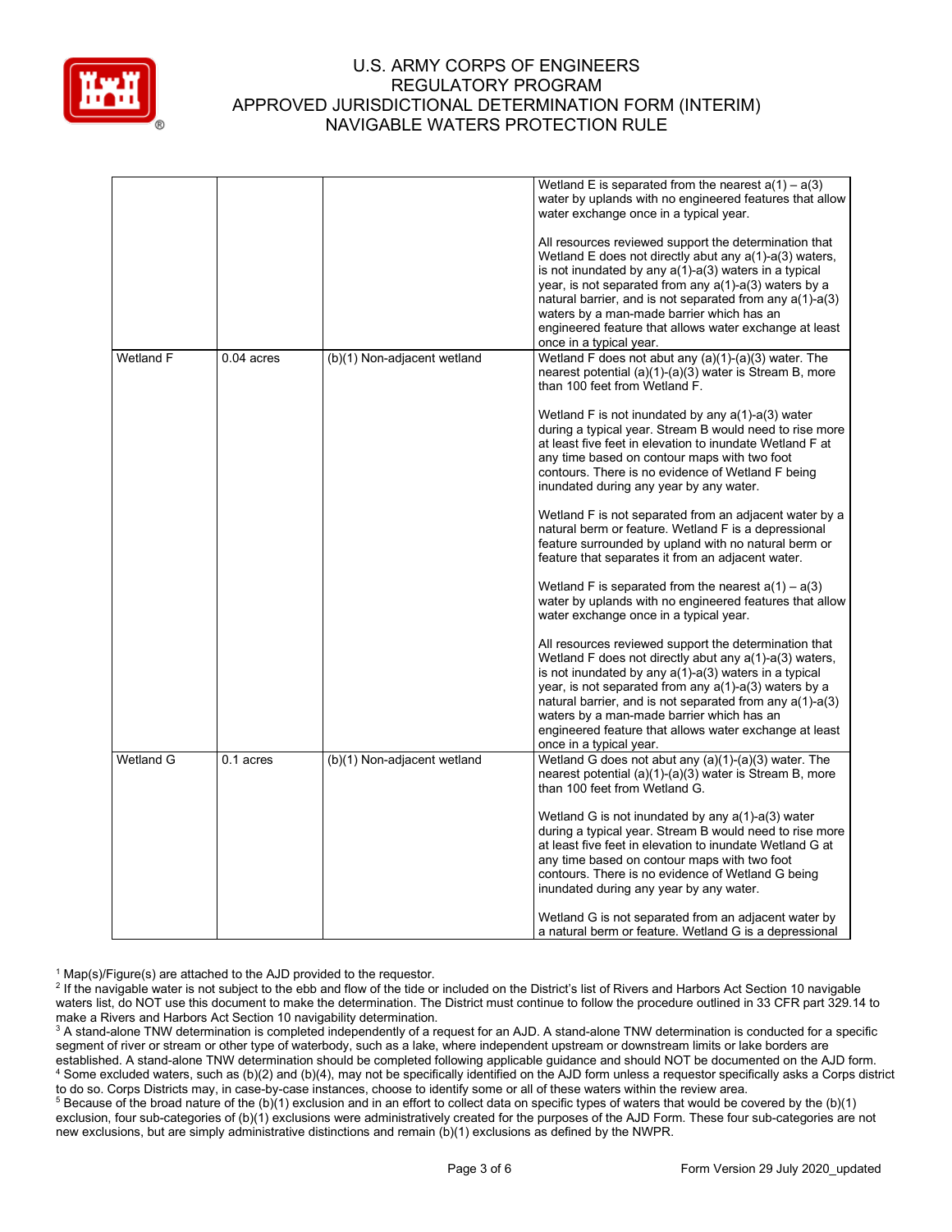| | | | |
|---|---|---|---|
| | | | Wetland E is separated from the nearest a(1) – a(3) water by uplands with no engineered features that allow water exchange once in a typical year.<br><br>All resources reviewed support the determination that Wetland E does not directly abut any a(1)-a(3) waters, is not inundated by any a(1)-a(3) waters in a typical year, is not separated from any a(1)-a(3) waters by a natural barrier, and is not separated from any a(1)-a(3) waters by a man-made barrier which has an engineered feature that allows water exchange at least once in a typical year. |
| Wetland F | 0.04 acres | (b)(1) Non-adjacent wetland | Wetland F does not abut any (a)(1)-(a)(3) water. The nearest potential (a)(1)-(a)(3) water is Stream B, more than 100 feet from Wetland F.<br><br>Wetland F is not inundated by any a(1)-a(3) water during a typical year. Stream B would need to rise more at least five feet in elevation to inundate Wetland F at any time based on contour maps with two foot contours. There is no evidence of Wetland F being inundated during any year by any water.<br><br>Wetland F is not separated from an adjacent water by a natural berm or feature. Wetland F is a depressional feature surrounded by upland with no natural berm or feature that separates it from an adjacent water.<br><br>Wetland F is separated from the nearest a(1) – a(3) water by uplands with no engineered features that allow water exchange once in a typical year.<br><br>All resources reviewed support the determination that Wetland F does not directly abut any a(1)-a(3) waters, is not inundated by any a(1)-a(3) waters in a typical year, is not separated from any a(1)-a(3) waters by a natural barrier, and is not separated from any a(1)-a(3) waters by a man-made barrier which has an engineered feature that allows water exchange at least once in a typical year. |
| Wetland G | 0.1 acres | (b)(1) Non-adjacent wetland | Wetland G does not abut any (a)(1)-(a)(3) water. The nearest potential (a)(1)-(a)(3) water is Stream B, more than 100 feet from Wetland G.<br><br>Wetland G is not inundated by any a(1)-a(3) water during a typical year. Stream B would need to rise more at least five feet in elevation to inundate Wetland G at any time based on contour maps with two foot contours. There is no evidence of Wetland G being inundated during any year by any water.<br><br>Wetland G is not separated from an adjacent water by a natural berm or feature. Wetland G is a depressional |

[1] Map(s)/Figure(s) are attached to the AJD provided to the requestor.

[2] If the navigable water is not subject to the ebb and flow of the tide or included on the District's list of Rivers and Harbors Act Section 10 navigable waters list, do NOT use this document to make the determination. The District must continue to follow the procedure outlined in 33 CFR part 329.14 to make a Rivers and Harbors Act Section 10 navigability determination.

[3] A stand-alone TNW determination is completed independently of a request for an AJD. A stand-alone TNW determination is conducted for a specific segment of river or stream or other type of waterbody, such as a lake, where independent upstream or downstream limits or lake borders are established. A stand-alone TNW determination should be completed following applicable guidance and should NOT be documented on the AJD form.

[4] Some excluded waters, such as (b)(2) and (b)(4), may not be specifically identified on the AJD form unless a requestor specifically asks a Corps district to do so. Corps Districts may, in case-by-case instances, choose to identify some or all of these waters within the review area.

[5] Because of the broad nature of the (b)(1) exclusion and in an effort to collect data on specific types of waters that would be covered by the (b)(1) exclusion, four sub-categories of (b)(1) exclusions were administratively created for the purposes of the AJD Form. These four sub-categories are not new exclusions, but are simply administrative distinctions and remain (b)(1) exclusions as defined by the NWPR.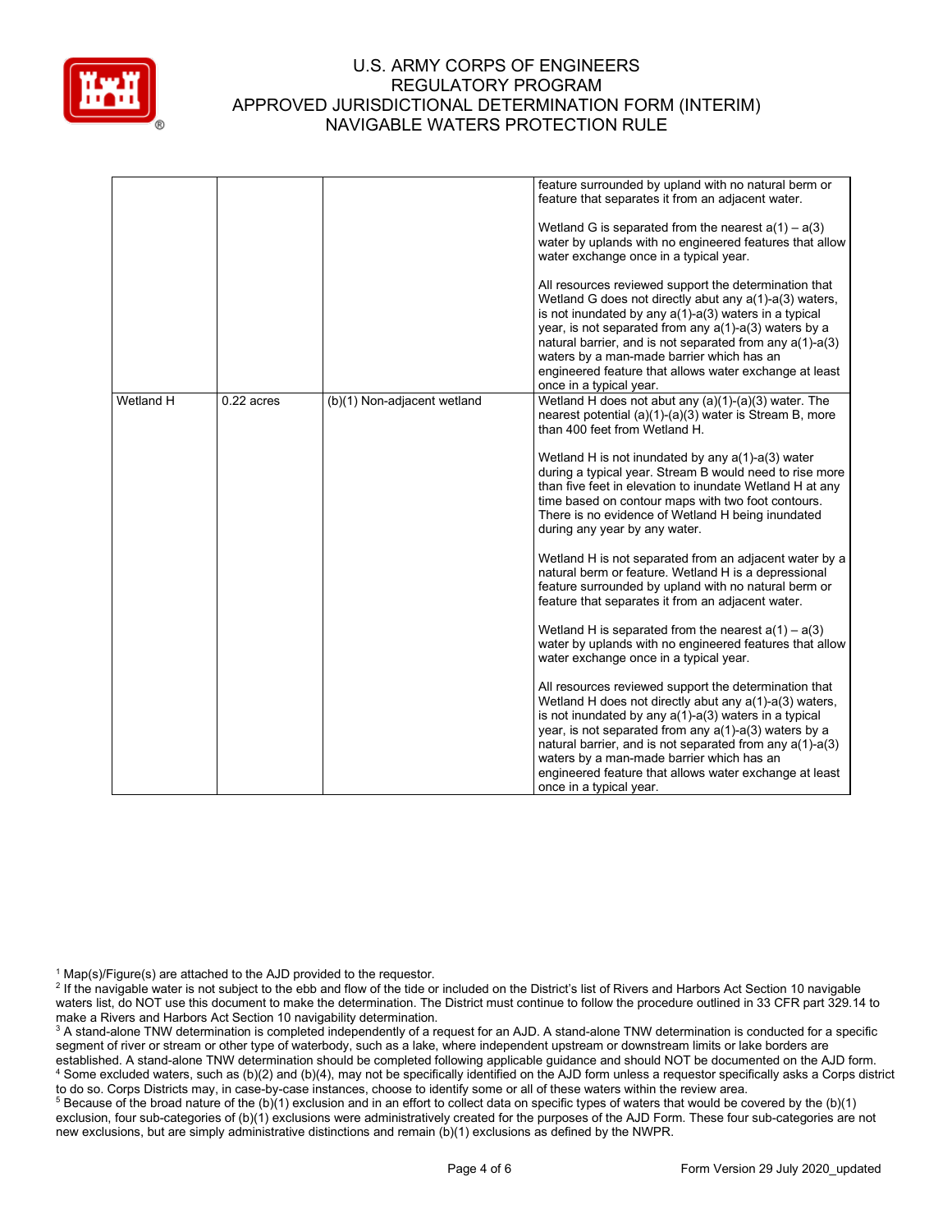| | | | |
|---|---|---|---|
| | | | feature surrounded by upland with no natural berm or feature that separates it from an adjacent water.<br><br>Wetland G is separated from the nearest a(1) – a(3) water by uplands with no engineered features that allow water exchange once in a typical year.<br><br>All resources reviewed support the determination that Wetland G does not directly abut any a(1)-a(3) waters, is not inundated by any a(1)-a(3) waters in a typical year, is not separated from any a(1)-a(3) waters by a natural barrier, and is not separated from any a(1)-a(3) waters by a man-made barrier which has an engineered feature that allows water exchange at least once in a typical year. |
| Wetland H | 0.22 acres | (b)(1) Non-adjacent wetland | Wetland H does not abut any (a)(1)-(a)(3) water. The nearest potential (a)(1)-(a)(3) water is Stream B, more than 400 feet from Wetland H.<br><br>Wetland H is not inundated by any a(1)-a(3) water during a typical year. Stream B would need to rise more than five feet in elevation to inundate Wetland H at any time based on contour maps with two foot contours. There is no evidence of Wetland H being inundated during any year by any water.<br><br>Wetland H is not separated from an adjacent water by a natural berm or feature. Wetland H is a depressional feature surrounded by upland with no natural berm or feature that separates it from an adjacent water.<br><br>Wetland H is separated from the nearest a(1) – a(3) water by uplands with no engineered features that allow water exchange once in a typical year.<br><br>All resources reviewed support the determination that Wetland H does not directly abut any a(1)-a(3) waters, is not inundated by any a(1)-a(3) waters in a typical year, is not separated from any a(1)-a(3) waters by a natural barrier, and is not separated from any a(1)-a(3) waters by a man-made barrier which has an engineered feature that allows water exchange at least once in a typical year. |

[1] Map(s)/Figure(s) are attached to the AJD provided to the requestor.
[2] If the navigable water is not subject to the ebb and flow of the tide or included on the District's list of Rivers and Harbors Act Section 10 navigable waters list, do NOT use this document to make the determination. The District must continue to follow the procedure outlined in 33 CFR part 329.14 to make a Rivers and Harbors Act Section 10 navigability determination.
[3] A stand-alone TNW determination is completed independently of a request for an AJD. A stand-alone TNW determination is conducted for a specific segment of river or stream or other type of waterbody, such as a lake, where independent upstream or downstream limits or lake borders are established. A stand-alone TNW determination should be completed following applicable guidance and should NOT be documented on the AJD form.
[4] Some excluded waters, such as (b)(2) and (b)(4), may not be specifically identified on the AJD form unless a requestor specifically asks a Corps district to do so. Corps Districts may, in case-by-case instances, choose to identify some or all of these waters within the review area.
[5] Because of the broad nature of the (b)(1) exclusion and in an effort to collect data on specific types of waters that would be covered by the (b)(1) exclusion, four sub-categories of (b)(1) exclusions were administratively created for the purposes of the AJD Form. These four sub-categories are not new exclusions, but are simply administrative distinctions and remain (b)(1) exclusions as defined by the NWPR.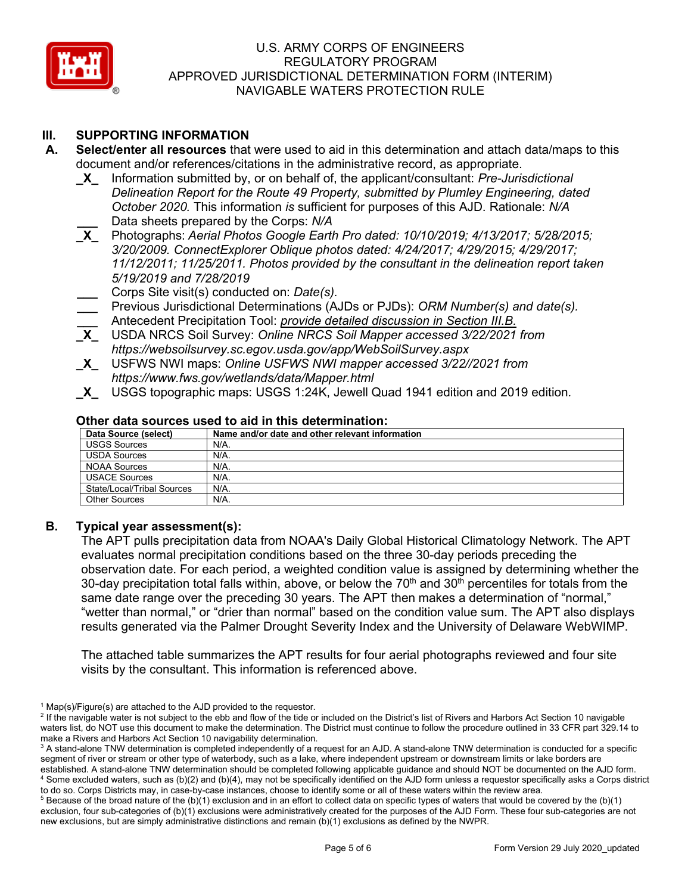## III. SUPPORTING INFORMATION

**A. Select/enter all resources** that were used to aid in this determination and attach data/maps to this document and/or references/citations in the administrative record, as appropriate.

_X_ Information submitted by, or on behalf of, the applicant/consultant: *Pre-Jurisdictional Delineation Report for the Route 49 Property, submitted by Plumley Engineering, dated October 2020.* This information *is* sufficient for purposes of this AJD. Rationale: *N/A*

___ Data sheets prepared by the Corps: *N/A*

_X_ Photographs: *Aerial Photos Google Earth Pro dated: 10/10/2019; 4/13/2017; 5/28/2015; 3/20/2009. ConnectExplorer Oblique photos dated: 4/24/2017; 4/29/2015; 4/29/2017; 11/12/2011; 11/25/2011. Photos provided by the consultant in the delineation report taken 5/19/2019 and 7/28/2019*

___ Corps Site visit(s) conducted on: *Date(s).*

___ Previous Jurisdictional Determinations (AJDs or PJDs): *ORM Number(s) and date(s).*

___ Antecedent Precipitation Tool: *provide detailed discussion in Section III.B.*

_X_ USDA NRCS Soil Survey: *Online NRCS Soil Mapper accessed 3/22/2021 from https://websoilsurvey.sc.egov.usda.gov/app/WebSoilSurvey.aspx*

_X_ USFWS NWI maps: *Online USFWS NWI mapper accessed 3/22//2021 from https://www.fws.gov/wetlands/data/Mapper.html*

_X_ USGS topographic maps: USGS 1:24K, Jewell Quad 1941 edition and 2019 edition.

### Other data sources used to aid in this determination:

| Data Source (select) | Name and/or date and other relevant information |
|---|---|
| USGS Sources | N/A. |
| USDA Sources | N/A. |
| NOAA Sources | N/A. |
| USACE Sources | N/A. |
| State/Local/Tribal Sources | N/A. |
| Other Sources | N/A. |

**B. Typical year assessment(s):**

The APT pulls precipitation data from NOAA's Daily Global Historical Climatology Network. The APT evaluates normal precipitation conditions based on the three 30-day periods preceding the observation date. For each period, a weighted condition value is assigned by determining whether the 30-day precipitation total falls within, above, or below the 70th and 30th percentiles for totals from the same date range over the preceding 30 years. The APT then makes a determination of "normal," "wetter than normal," or "drier than normal" based on the condition value sum. The APT also displays results generated via the Palmer Drought Severity Index and the University of Delaware WebWIMP.

The attached table summarizes the APT results for four aerial photographs reviewed and four site visits by the consultant. This information is referenced above.

---

[1] Map(s)/Figure(s) are attached to the AJD provided to the requestor.

[2] If the navigable water is not subject to the ebb and flow of the tide or included on the District's list of Rivers and Harbors Act Section 10 navigable waters list, do NOT use this document to make the determination. The District must continue to follow the procedure outlined in 33 CFR part 329.14 to make a Rivers and Harbors Act Section 10 navigability determination.

[3] A stand-alone TNW determination is completed independently of a request for an AJD. A stand-alone TNW determination is conducted for a specific segment of river or stream or other type of waterbody, such as a lake, where independent upstream or downstream limits or lake borders are established. A stand-alone TNW determination should be completed following applicable guidance and should NOT be documented on the AJD form.

[4] Some excluded waters, such as (b)(2) and (b)(4), may not be specifically identified on the AJD form unless a requestor specifically asks a Corps district to do so. Corps Districts may, in case-by-case instances, choose to identify some or all of these waters within the review area.

[5] Because of the broad nature of the (b)(1) exclusion and in an effort to collect data on specific types of waters that would be covered by the (b)(1) exclusion, four sub-categories of (b)(1) exclusions were administratively created for the purposes of the AJD Form. These four sub-categories are not new exclusions, but are simply administrative distinctions and remain (b)(1) exclusions as defined by the NWPR.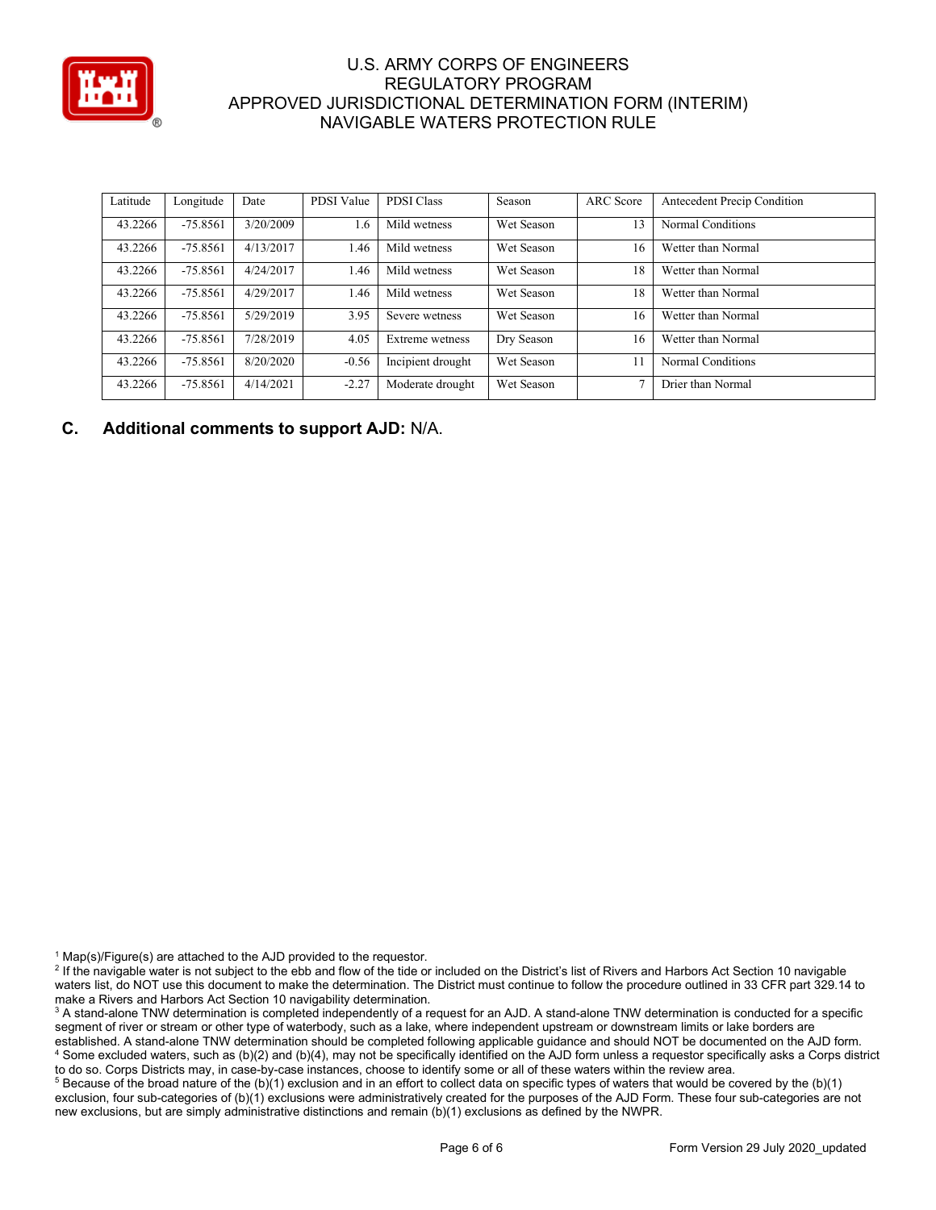| Latitude | Longitude | Date | PDSI Value | PDSI Class | Season | ARC Score | Antecedent Precip Condition |
|---|---|---|---|---|---|---|---|
| 43.2266 | -75.8561 | 3/20/2009 | 1.6 | Mild wetness | Wet Season | 13 | Normal Conditions |
| 43.2266 | -75.8561 | 4/13/2017 | 1.46 | Mild wetness | Wet Season | 16 | Wetter than Normal |
| 43.2266 | -75.8561 | 4/24/2017 | 1.46 | Mild wetness | Wet Season | 18 | Wetter than Normal |
| 43.2266 | -75.8561 | 4/29/2017 | 1.46 | Mild wetness | Wet Season | 18 | Wetter than Normal |
| 43.2266 | -75.8561 | 5/29/2019 | 3.95 | Severe wetness | Wet Season | 16 | Wetter than Normal |
| 43.2266 | -75.8561 | 7/28/2019 | 4.05 | Extreme wetness | Dry Season | 16 | Wetter than Normal |
| 43.2266 | -75.8561 | 8/20/2020 | -0.56 | Incipient drought | Wet Season | 11 | Normal Conditions |
| 43.2266 | -75.8561 | 4/14/2021 | -2.27 | Moderate drought | Wet Season | 7 | Drier than Normal |

## C. Additional comments to support AJD: N/A.

[1] Map(s)/Figure(s) are attached to the AJD provided to the requestor.
[2] If the navigable water is not subject to the ebb and flow of the tide or included on the District's list of Rivers and Harbors Act Section 10 navigable waters list, do NOT use this document to make the determination. The District must continue to follow the procedure outlined in 33 CFR part 329.14 to make a Rivers and Harbors Act Section 10 navigability determination.
[3] A stand-alone TNW determination is completed independently of a request for an AJD. A stand-alone TNW determination is conducted for a specific segment of river or stream or other type of waterbody, such as a lake, where independent upstream or downstream limits or lake borders are established. A stand-alone TNW determination should be completed following applicable guidance and should NOT be documented on the AJD form.
[4] Some excluded waters, such as (b)(2) and (b)(4), may not be specifically identified on the AJD form unless a requestor specifically asks a Corps district to do so. Corps Districts may, in case-by-case instances, choose to identify some or all of these waters within the review area.
[5] Because of the broad nature of the (b)(1) exclusion and in an effort to collect data on specific types of waters that would be covered by the (b)(1) exclusion, four sub-categories of (b)(1) exclusions were administratively created for the purposes of the AJD Form. These four sub-categories are not new exclusions, but are simply administrative distinctions and remain (b)(1) exclusions as defined by the NWPR.